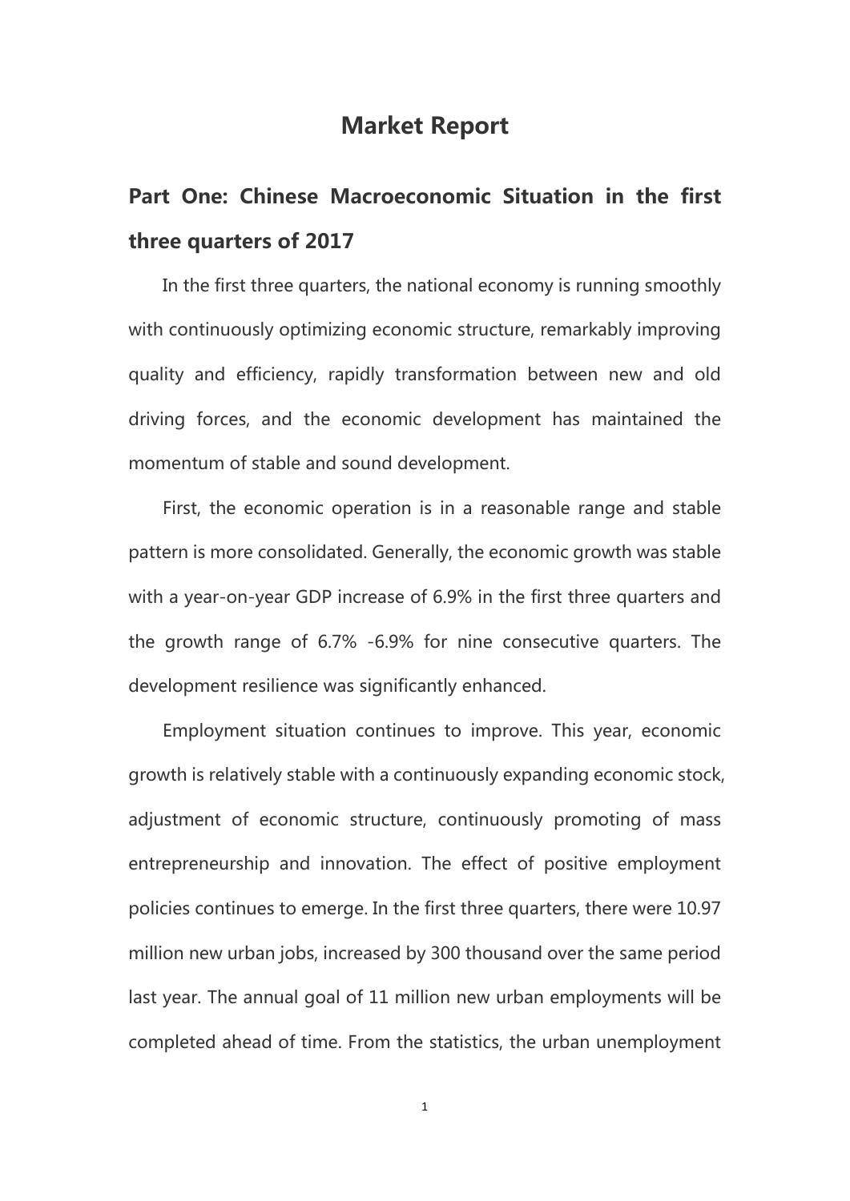# Market Report

## Part One: Chinese Macroeconomic Situation in the first three quarters of 2017

In the first three quarters, the national economy is running smoothly with continuously optimizing economic structure, remarkably improving quality and efficiency, rapidly transformation between new and old driving forces, and the economic development has maintained the momentum of stable and sound development.

First, the economic operation is in a reasonable range and stable pattern is more consolidated. Generally, the economic growth was stable with a year-on-year GDP increase of 6.9% in the first three quarters and the growth range of 6.7% -6.9% for nine consecutive quarters. The development resilience was significantly enhanced.

Employment situation continues to improve. This year, economic growth is relatively stable with a continuously expanding economic stock, adjustment of economic structure, continuously promoting of mass entrepreneurship and innovation. The effect of positive employment policies continues to emerge. In the first three quarters, there were 10.97 million new urban jobs, increased by 300 thousand over the same period last year. The annual goal of 11 million new urban employments will be completed ahead of time. From the statistics, the urban unemployment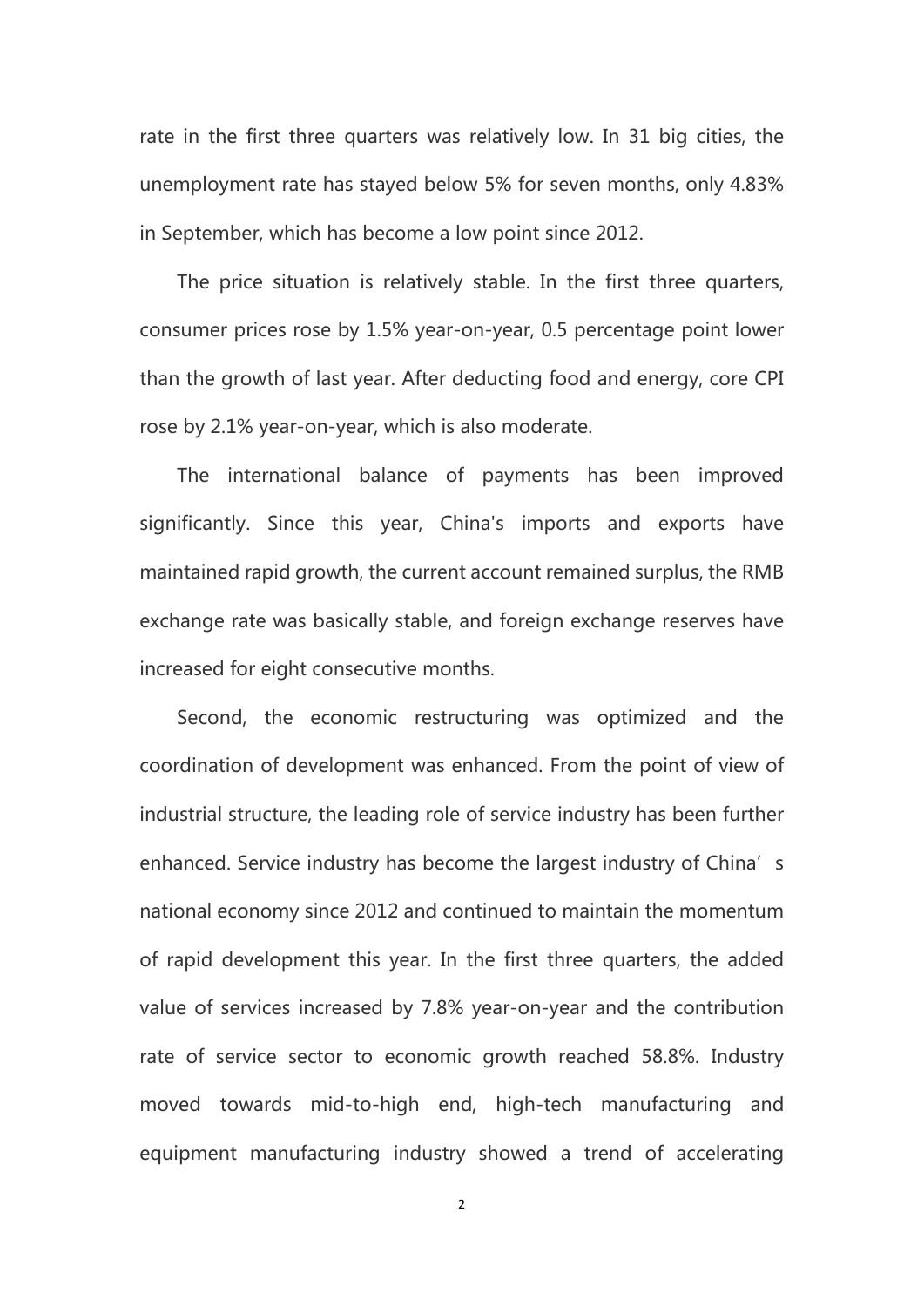rate in the first three quarters was relatively low. In 31 big cities, the unemployment rate has stayed below 5% for seven months, only 4.83% in September, which has become a low point since 2012.

The price situation is relatively stable. In the first three quarters, consumer prices rose by 1.5% year-on-year, 0.5 percentage point lower than the growth of last year. After deducting food and energy, core CPI rose by 2.1% year-on-year, which is also moderate.

The international balance of payments has been improved significantly. Since this year, China's imports and exports have maintained rapid growth, the current account remained surplus, the RMB exchange rate was basically stable, and foreign exchange reserves have increased for eight consecutive months.

Second, the economic restructuring was optimized and the coordination of development was enhanced. From the point of view of industrial structure, the leading role of service industry has been further enhanced. Service industry has become the largest industry of China’s national economy since 2012 and continued to maintain the momentum of rapid development this year. In the first three quarters, the added value of services increased by 7.8% year-on-year and the contribution rate of service sector to economic growth reached 58.8%. Industry moved towards mid-to-high end, high-tech manufacturing and equipment manufacturing industry showed a trend of accelerating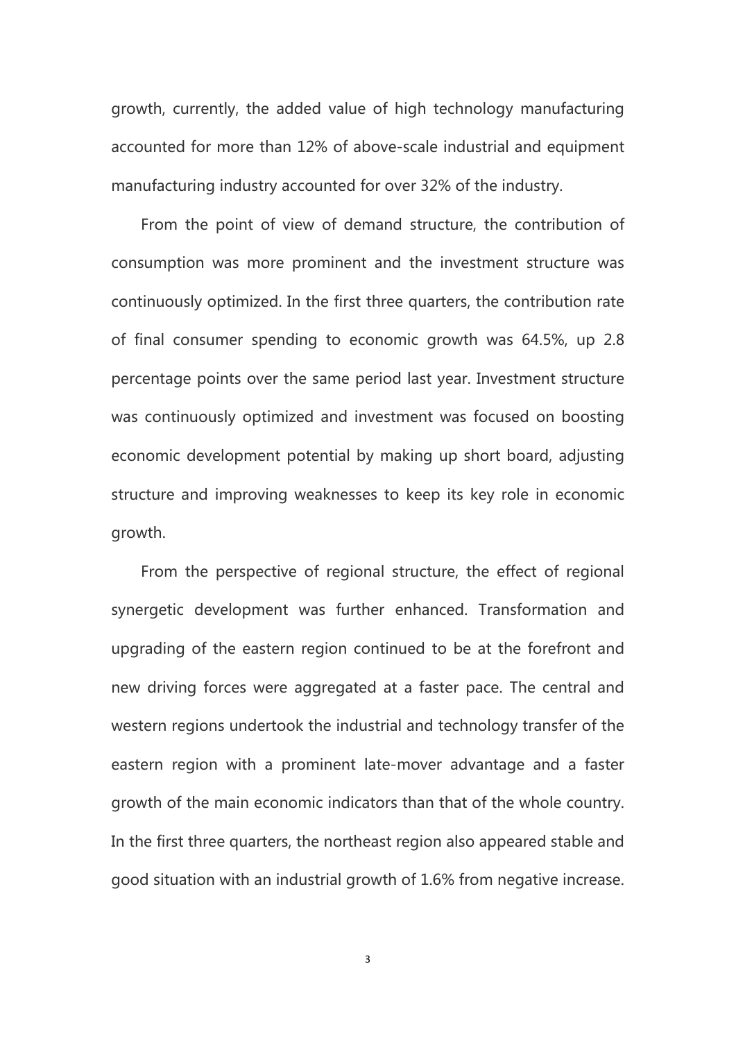growth, currently, the added value of high technology manufacturing accounted for more than 12% of above-scale industrial and equipment manufacturing industry accounted for over 32% of the industry.

From the point of view of demand structure, the contribution of consumption was more prominent and the investment structure was continuously optimized. In the first three quarters, the contribution rate of final consumer spending to economic growth was 64.5%, up 2.8 percentage points over the same period last year. Investment structure was continuously optimized and investment was focused on boosting economic development potential by making up short board, adjusting structure and improving weaknesses to keep its key role in economic growth.

From the perspective of regional structure, the effect of regional synergetic development was further enhanced. Transformation and upgrading of the eastern region continued to be at the forefront and new driving forces were aggregated at a faster pace. The central and western regions undertook the industrial and technology transfer of the eastern region with a prominent late-mover advantage and a faster growth of the main economic indicators than that of the whole country. In the first three quarters, the northeast region also appeared stable and good situation with an industrial growth of 1.6% from negative increase.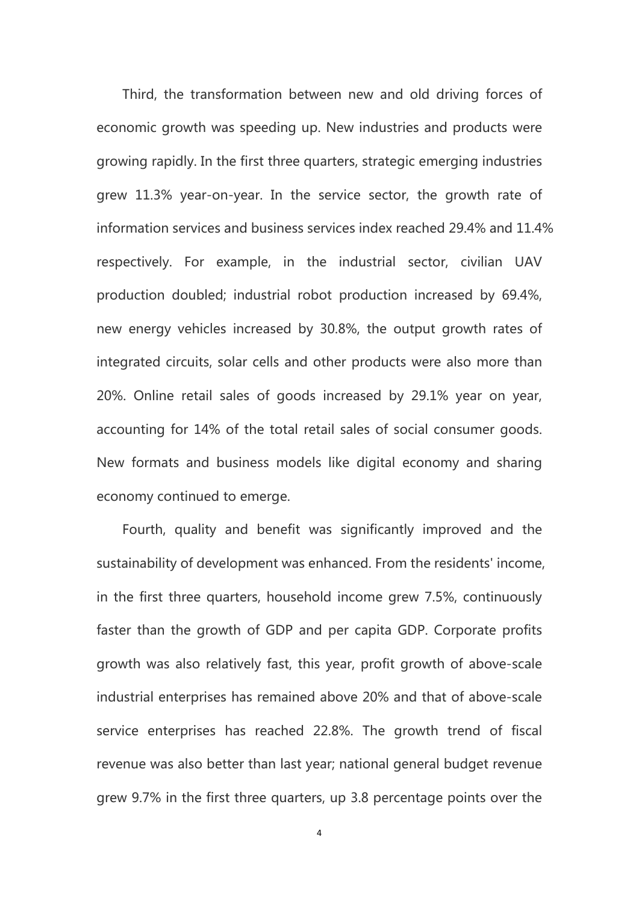Third, the transformation between new and old driving forces of economic growth was speeding up. New industries and products were growing rapidly. In the first three quarters, strategic emerging industries grew 11.3% year-on-year. In the service sector, the growth rate of information services and business services index reached 29.4% and 11.4% respectively. For example, in the industrial sector, civilian UAV production doubled; industrial robot production increased by 69.4%, new energy vehicles increased by 30.8%, the output growth rates of integrated circuits, solar cells and other products were also more than 20%. Online retail sales of goods increased by 29.1% year on year, accounting for 14% of the total retail sales of social consumer goods. New formats and business models like digital economy and sharing economy continued to emerge.

Fourth, quality and benefit was significantly improved and the sustainability of development was enhanced. From the residents' income, in the first three quarters, household income grew 7.5%, continuously faster than the growth of GDP and per capita GDP. Corporate profits growth was also relatively fast, this year, profit growth of above-scale industrial enterprises has remained above 20% and that of above-scale service enterprises has reached 22.8%. The growth trend of fiscal revenue was also better than last year; national general budget revenue grew 9.7% in the first three quarters, up 3.8 percentage points over the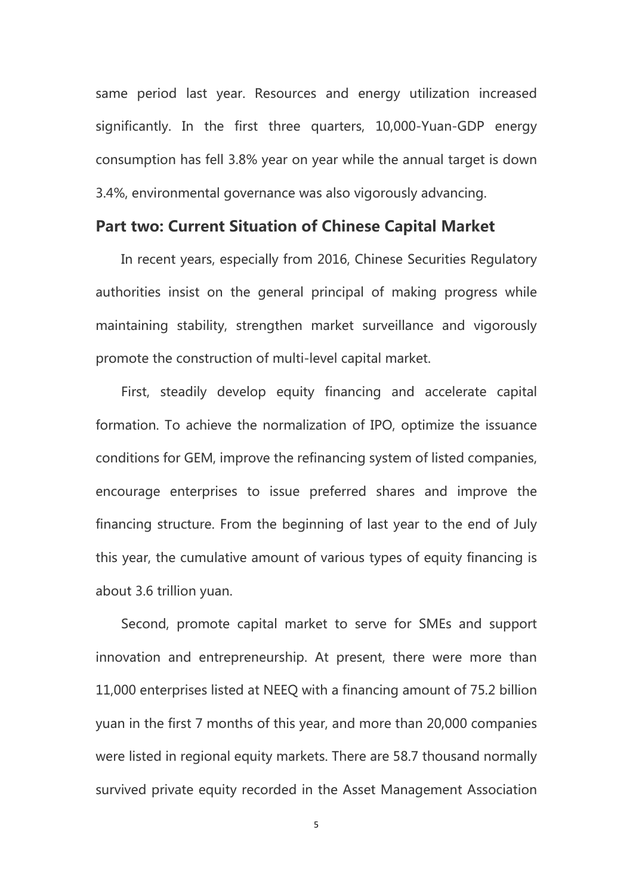same period last year. Resources and energy utilization increased significantly. In the first three quarters, 10,000-Yuan-GDP energy consumption has fell 3.8% year on year while the annual target is down 3.4%, environmental governance was also vigorously advancing.

## Part two: Current Situation of Chinese Capital Market

In recent years, especially from 2016, Chinese Securities Regulatory authorities insist on the general principal of making progress while maintaining stability, strengthen market surveillance and vigorously promote the construction of multi-level capital market.

First, steadily develop equity financing and accelerate capital formation. To achieve the normalization of IPO, optimize the issuance conditions for GEM, improve the refinancing system of listed companies, encourage enterprises to issue preferred shares and improve the financing structure. From the beginning of last year to the end of July this year, the cumulative amount of various types of equity financing is about 3.6 trillion yuan.

Second, promote capital market to serve for SMEs and support innovation and entrepreneurship. At present, there were more than 11,000 enterprises listed at NEEQ with a financing amount of 75.2 billion yuan in the first 7 months of this year, and more than 20,000 companies were listed in regional equity markets. There are 58.7 thousand normally survived private equity recorded in the Asset Management Association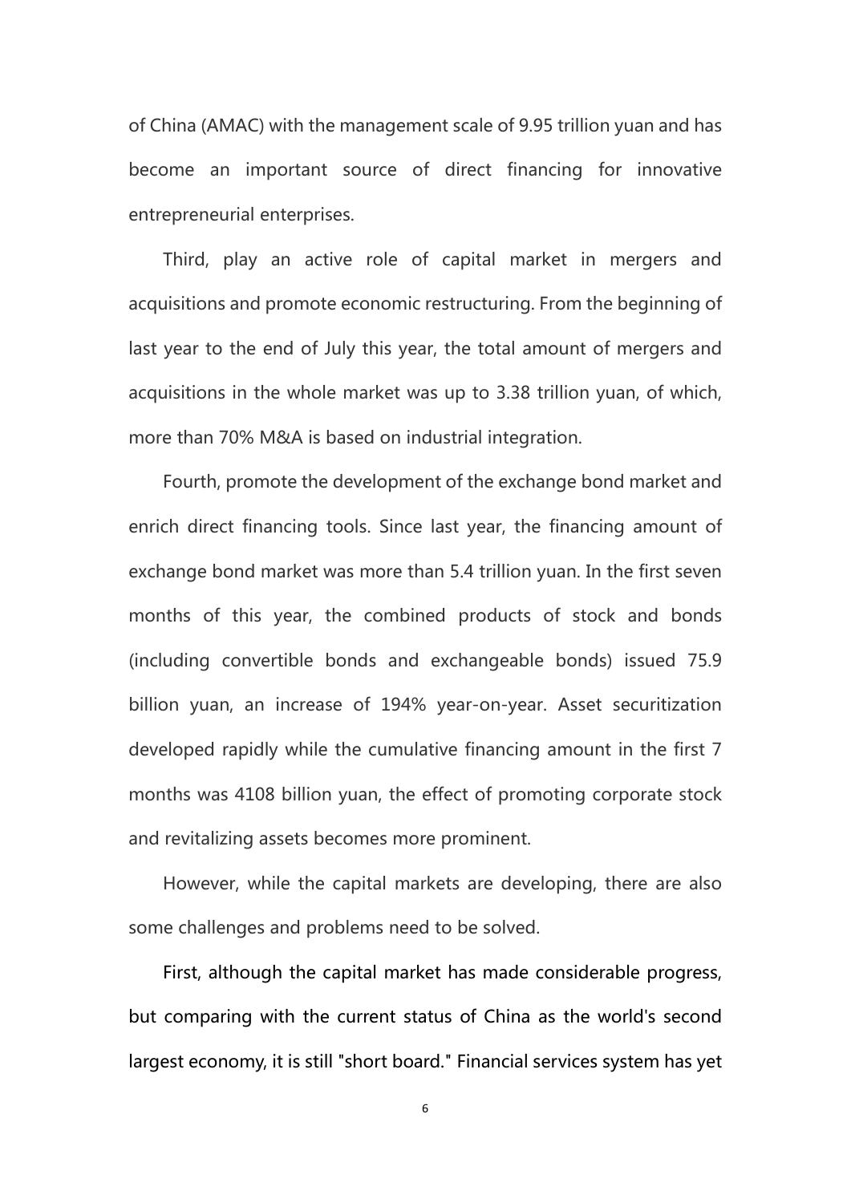of China (AMAC) with the management scale of 9.95 trillion yuan and has become an important source of direct financing for innovative entrepreneurial enterprises.

Third, play an active role of capital market in mergers and acquisitions and promote economic restructuring. From the beginning of last year to the end of July this year, the total amount of mergers and acquisitions in the whole market was up to 3.38 trillion yuan, of which, more than 70% M&A is based on industrial integration.

Fourth, promote the development of the exchange bond market and enrich direct financing tools. Since last year, the financing amount of exchange bond market was more than 5.4 trillion yuan. In the first seven months of this year, the combined products of stock and bonds (including convertible bonds and exchangeable bonds) issued 75.9 billion yuan, an increase of 194% year-on-year. Asset securitization developed rapidly while the cumulative financing amount in the first 7 months was 4108 billion yuan, the effect of promoting corporate stock and revitalizing assets becomes more prominent.

However, while the capital markets are developing, there are also some challenges and problems need to be solved.

First, although the capital market has made considerable progress, but comparing with the current status of China as the world's second largest economy, it is still "short board." Financial services system has yet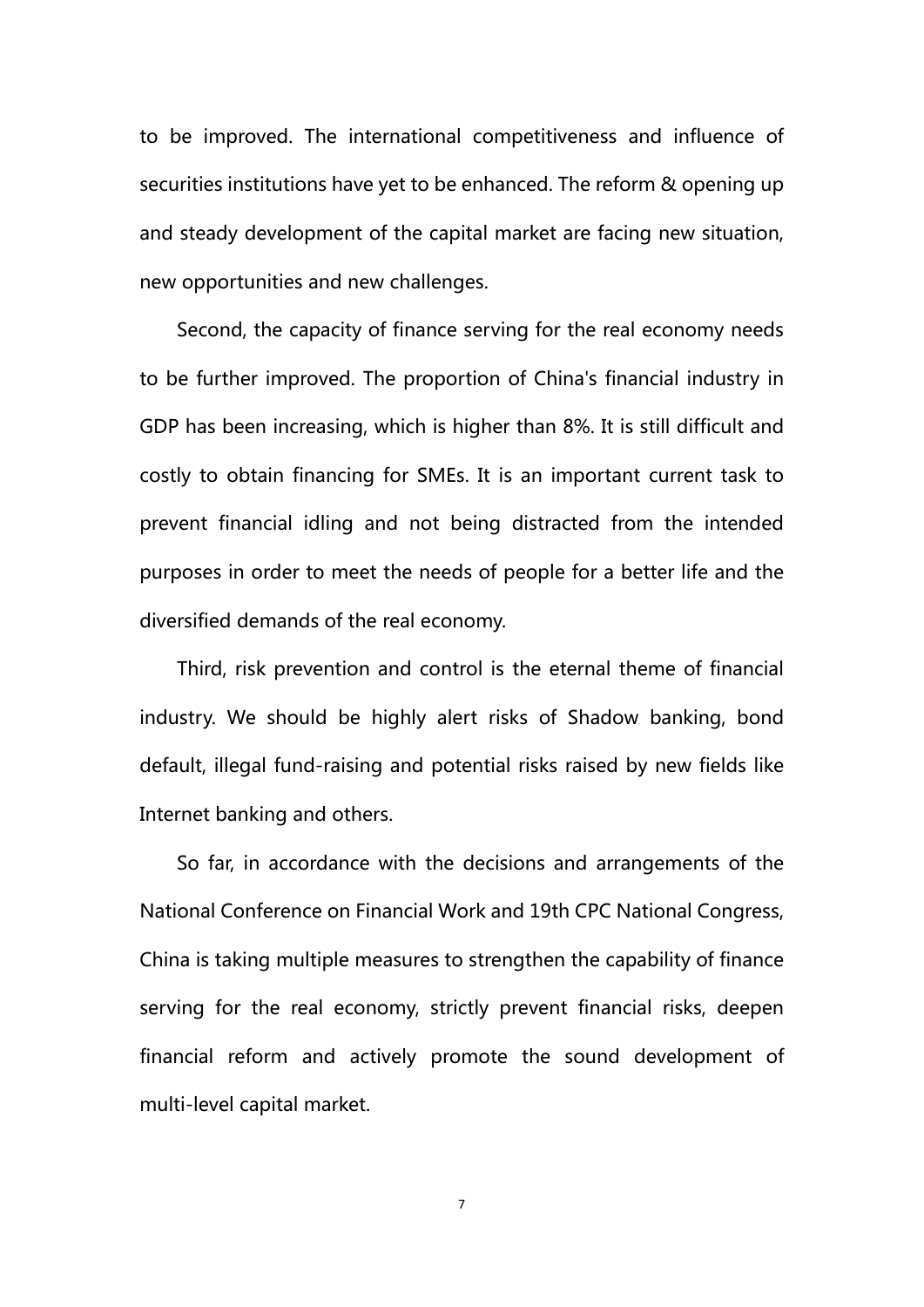to be improved. The international competitiveness and influence of securities institutions have yet to be enhanced. The reform & opening up and steady development of the capital market are facing new situation, new opportunities and new challenges.

Second, the capacity of finance serving for the real economy needs to be further improved. The proportion of China's financial industry in GDP has been increasing, which is higher than 8%. It is still difficult and costly to obtain financing for SMEs. It is an important current task to prevent financial idling and not being distracted from the intended purposes in order to meet the needs of people for a better life and the diversified demands of the real economy.

Third, risk prevention and control is the eternal theme of financial industry. We should be highly alert risks of Shadow banking, bond default, illegal fund-raising and potential risks raised by new fields like Internet banking and others.

So far, in accordance with the decisions and arrangements of the National Conference on Financial Work and 19th CPC National Congress, China is taking multiple measures to strengthen the capability of finance serving for the real economy, strictly prevent financial risks, deepen financial reform and actively promote the sound development of multi-level capital market.